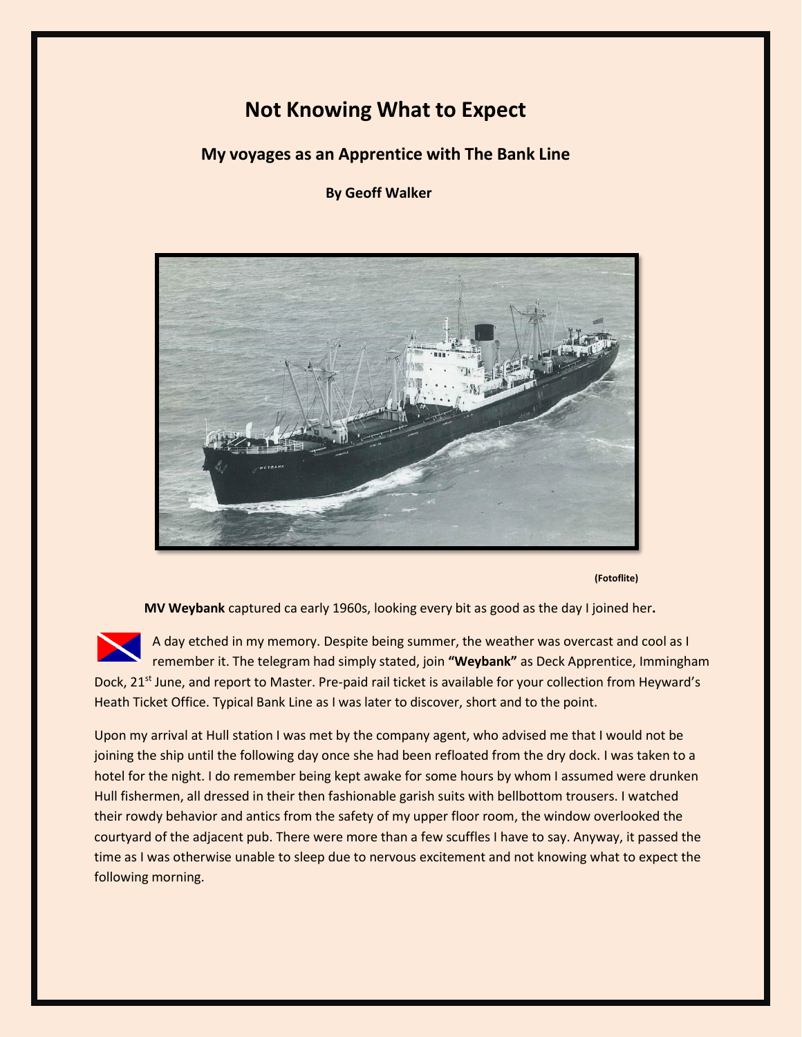# Not Knowing What to Expect

## My voyages as an Apprentice with The Bank Line

**By Geoff Walker**

**(Fotoflite)**

**MV Weybank** captured ca early 1960s, looking every bit as good as the day I joined her**.**

A day etched in my memory. Despite being summer, the weather was overcast and cool as I remember it. The telegram had simply stated, join **"Weybank"** as Deck Apprentice, Immingham Dock, 21st June, and report to Master. Pre-paid rail ticket is available for your collection from Heyward's Heath Ticket Office. Typical Bank Line as I was later to discover, short and to the point.

Upon my arrival at Hull station I was met by the company agent, who advised me that I would not be joining the ship until the following day once she had been refloated from the dry dock. I was taken to a hotel for the night. I do remember being kept awake for some hours by whom I assumed were drunken Hull fishermen, all dressed in their then fashionable garish suits with bellbottom trousers. I watched their rowdy behavior and antics from the safety of my upper floor room, the window overlooked the courtyard of the adjacent pub. There were more than a few scuffles I have to say. Anyway, it passed the time as I was otherwise unable to sleep due to nervous excitement and not knowing what to expect the following morning.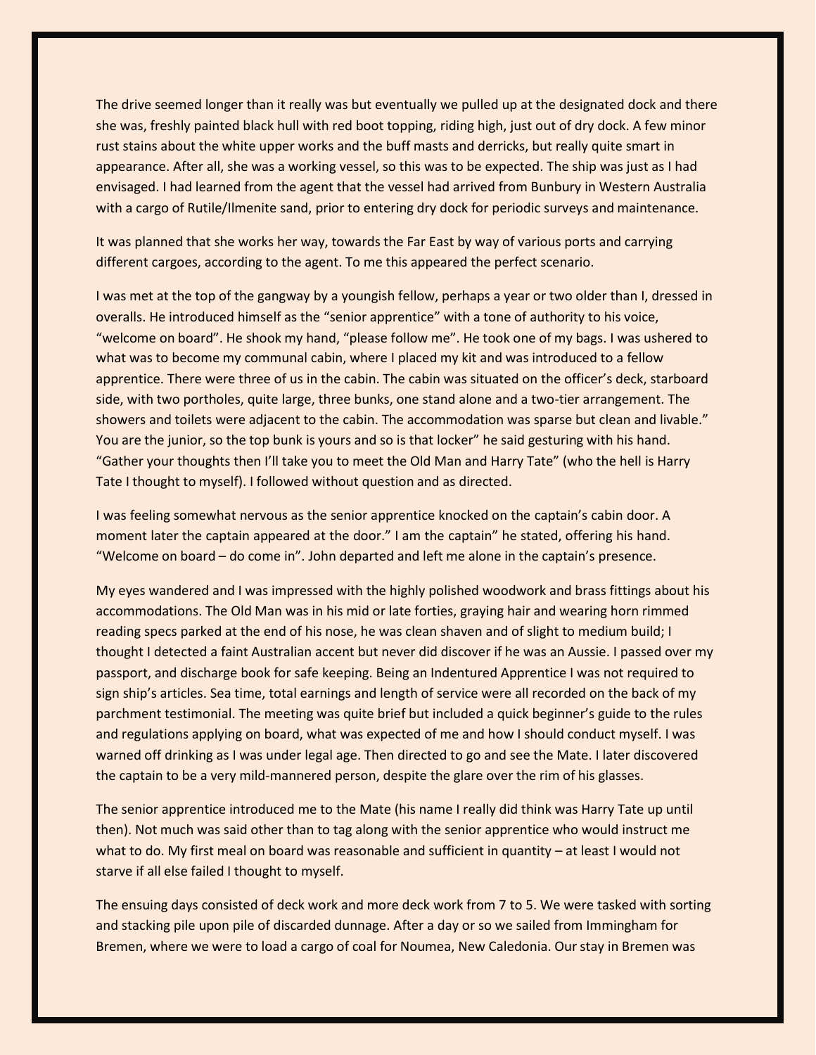The drive seemed longer than it really was but eventually we pulled up at the designated dock and there she was, freshly painted black hull with red boot topping, riding high, just out of dry dock. A few minor rust stains about the white upper works and the buff masts and derricks, but really quite smart in appearance. After all, she was a working vessel, so this was to be expected. The ship was just as I had envisaged. I had learned from the agent that the vessel had arrived from Bunbury in Western Australia with a cargo of Rutile/Ilmenite sand, prior to entering dry dock for periodic surveys and maintenance.

It was planned that she works her way, towards the Far East by way of various ports and carrying different cargoes, according to the agent. To me this appeared the perfect scenario.

I was met at the top of the gangway by a youngish fellow, perhaps a year or two older than I, dressed in overalls. He introduced himself as the "senior apprentice" with a tone of authority to his voice, "welcome on board". He shook my hand, "please follow me". He took one of my bags. I was ushered to what was to become my communal cabin, where I placed my kit and was introduced to a fellow apprentice. There were three of us in the cabin. The cabin was situated on the officer's deck, starboard side, with two portholes, quite large, three bunks, one stand alone and a two-tier arrangement. The showers and toilets were adjacent to the cabin. The accommodation was sparse but clean and livable." You are the junior, so the top bunk is yours and so is that locker" he said gesturing with his hand. "Gather your thoughts then I'll take you to meet the Old Man and Harry Tate" (who the hell is Harry Tate I thought to myself). I followed without question and as directed.

I was feeling somewhat nervous as the senior apprentice knocked on the captain's cabin door. A moment later the captain appeared at the door." I am the captain" he stated, offering his hand. "Welcome on board – do come in". John departed and left me alone in the captain's presence.

My eyes wandered and I was impressed with the highly polished woodwork and brass fittings about his accommodations. The Old Man was in his mid or late forties, graying hair and wearing horn rimmed reading specs parked at the end of his nose, he was clean shaven and of slight to medium build; I thought I detected a faint Australian accent but never did discover if he was an Aussie. I passed over my passport, and discharge book for safe keeping. Being an Indentured Apprentice I was not required to sign ship's articles. Sea time, total earnings and length of service were all recorded on the back of my parchment testimonial. The meeting was quite brief but included a quick beginner's guide to the rules and regulations applying on board, what was expected of me and how I should conduct myself. I was warned off drinking as I was under legal age. Then directed to go and see the Mate. I later discovered the captain to be a very mild-mannered person, despite the glare over the rim of his glasses.

The senior apprentice introduced me to the Mate (his name I really did think was Harry Tate up until then). Not much was said other than to tag along with the senior apprentice who would instruct me what to do. My first meal on board was reasonable and sufficient in quantity – at least I would not starve if all else failed I thought to myself.

The ensuing days consisted of deck work and more deck work from 7 to 5. We were tasked with sorting and stacking pile upon pile of discarded dunnage. After a day or so we sailed from Immingham for Bremen, where we were to load a cargo of coal for Noumea, New Caledonia. Our stay in Bremen was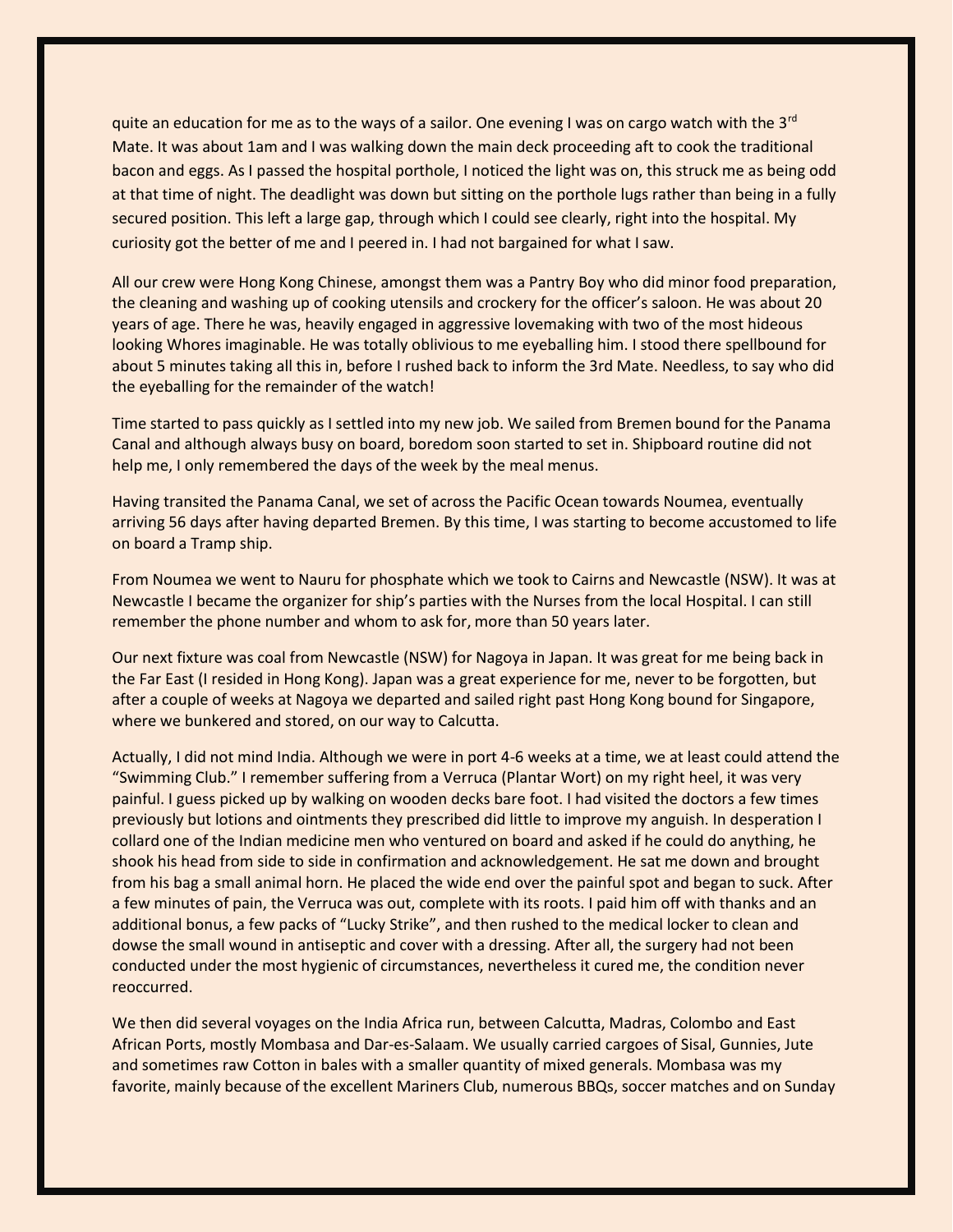quite an education for me as to the ways of a sailor. One evening I was on cargo watch with the 3rd Mate. It was about 1am and I was walking down the main deck proceeding aft to cook the traditional bacon and eggs. As I passed the hospital porthole, I noticed the light was on, this struck me as being odd at that time of night. The deadlight was down but sitting on the porthole lugs rather than being in a fully secured position. This left a large gap, through which I could see clearly, right into the hospital. My curiosity got the better of me and I peered in. I had not bargained for what I saw.

All our crew were Hong Kong Chinese, amongst them was a Pantry Boy who did minor food preparation, the cleaning and washing up of cooking utensils and crockery for the officer's saloon. He was about 20 years of age. There he was, heavily engaged in aggressive lovemaking with two of the most hideous looking Whores imaginable. He was totally oblivious to me eyeballing him. I stood there spellbound for about 5 minutes taking all this in, before I rushed back to inform the 3rd Mate. Needless, to say who did the eyeballing for the remainder of the watch!

Time started to pass quickly as I settled into my new job. We sailed from Bremen bound for the Panama Canal and although always busy on board, boredom soon started to set in. Shipboard routine did not help me, I only remembered the days of the week by the meal menus.

Having transited the Panama Canal, we set of across the Pacific Ocean towards Noumea, eventually arriving 56 days after having departed Bremen. By this time, I was starting to become accustomed to life on board a Tramp ship.

From Noumea we went to Nauru for phosphate which we took to Cairns and Newcastle (NSW). It was at Newcastle I became the organizer for ship's parties with the Nurses from the local Hospital. I can still remember the phone number and whom to ask for, more than 50 years later.

Our next fixture was coal from Newcastle (NSW) for Nagoya in Japan. It was great for me being back in the Far East (I resided in Hong Kong). Japan was a great experience for me, never to be forgotten, but after a couple of weeks at Nagoya we departed and sailed right past Hong Kong bound for Singapore, where we bunkered and stored, on our way to Calcutta.

Actually, I did not mind India. Although we were in port 4-6 weeks at a time, we at least could attend the "Swimming Club." I remember suffering from a Verruca (Plantar Wort) on my right heel, it was very painful. I guess picked up by walking on wooden decks bare foot. I had visited the doctors a few times previously but lotions and ointments they prescribed did little to improve my anguish. In desperation I collard one of the Indian medicine men who ventured on board and asked if he could do anything, he shook his head from side to side in confirmation and acknowledgement. He sat me down and brought from his bag a small animal horn. He placed the wide end over the painful spot and began to suck. After a few minutes of pain, the Verruca was out, complete with its roots. I paid him off with thanks and an additional bonus, a few packs of "Lucky Strike", and then rushed to the medical locker to clean and dowse the small wound in antiseptic and cover with a dressing. After all, the surgery had not been conducted under the most hygienic of circumstances, nevertheless it cured me, the condition never reoccurred.

We then did several voyages on the India Africa run, between Calcutta, Madras, Colombo and East African Ports, mostly Mombasa and Dar-es-Salaam. We usually carried cargoes of Sisal, Gunnies, Jute and sometimes raw Cotton in bales with a smaller quantity of mixed generals. Mombasa was my favorite, mainly because of the excellent Mariners Club, numerous BBQs, soccer matches and on Sunday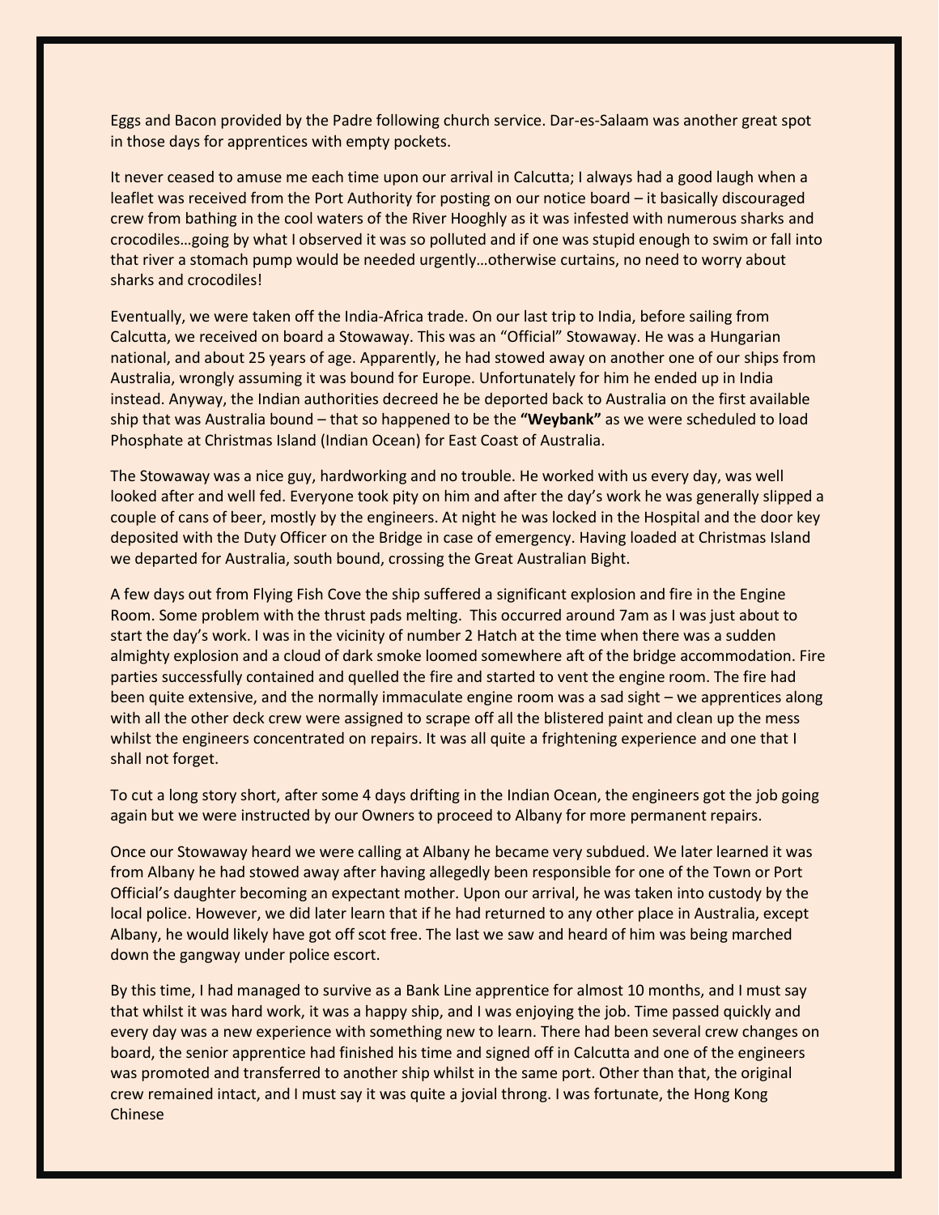Eggs and Bacon provided by the Padre following church service. Dar-es-Salaam was another great spot in those days for apprentices with empty pockets.

It never ceased to amuse me each time upon our arrival in Calcutta; I always had a good laugh when a leaflet was received from the Port Authority for posting on our notice board – it basically discouraged crew from bathing in the cool waters of the River Hooghly as it was infested with numerous sharks and crocodiles…going by what I observed it was so polluted and if one was stupid enough to swim or fall into that river a stomach pump would be needed urgently…otherwise curtains, no need to worry about sharks and crocodiles!

Eventually, we were taken off the India-Africa trade. On our last trip to India, before sailing from Calcutta, we received on board a Stowaway. This was an "Official" Stowaway. He was a Hungarian national, and about 25 years of age. Apparently, he had stowed away on another one of our ships from Australia, wrongly assuming it was bound for Europe. Unfortunately for him he ended up in India instead. Anyway, the Indian authorities decreed he be deported back to Australia on the first available ship that was Australia bound – that so happened to be the **"Weybank"** as we were scheduled to load Phosphate at Christmas Island (Indian Ocean) for East Coast of Australia.

The Stowaway was a nice guy, hardworking and no trouble. He worked with us every day, was well looked after and well fed. Everyone took pity on him and after the day's work he was generally slipped a couple of cans of beer, mostly by the engineers. At night he was locked in the Hospital and the door key deposited with the Duty Officer on the Bridge in case of emergency. Having loaded at Christmas Island we departed for Australia, south bound, crossing the Great Australian Bight.

A few days out from Flying Fish Cove the ship suffered a significant explosion and fire in the Engine Room. Some problem with the thrust pads melting. This occurred around 7am as I was just about to start the day's work. I was in the vicinity of number 2 Hatch at the time when there was a sudden almighty explosion and a cloud of dark smoke loomed somewhere aft of the bridge accommodation. Fire parties successfully contained and quelled the fire and started to vent the engine room. The fire had been quite extensive, and the normally immaculate engine room was a sad sight – we apprentices along with all the other deck crew were assigned to scrape off all the blistered paint and clean up the mess whilst the engineers concentrated on repairs. It was all quite a frightening experience and one that I shall not forget.

To cut a long story short, after some 4 days drifting in the Indian Ocean, the engineers got the job going again but we were instructed by our Owners to proceed to Albany for more permanent repairs.

Once our Stowaway heard we were calling at Albany he became very subdued. We later learned it was from Albany he had stowed away after having allegedly been responsible for one of the Town or Port Official's daughter becoming an expectant mother. Upon our arrival, he was taken into custody by the local police. However, we did later learn that if he had returned to any other place in Australia, except Albany, he would likely have got off scot free. The last we saw and heard of him was being marched down the gangway under police escort.

By this time, I had managed to survive as a Bank Line apprentice for almost 10 months, and I must say that whilst it was hard work, it was a happy ship, and I was enjoying the job. Time passed quickly and every day was a new experience with something new to learn. There had been several crew changes on board, the senior apprentice had finished his time and signed off in Calcutta and one of the engineers was promoted and transferred to another ship whilst in the same port. Other than that, the original crew remained intact, and I must say it was quite a jovial throng. I was fortunate, the Hong Kong Chinese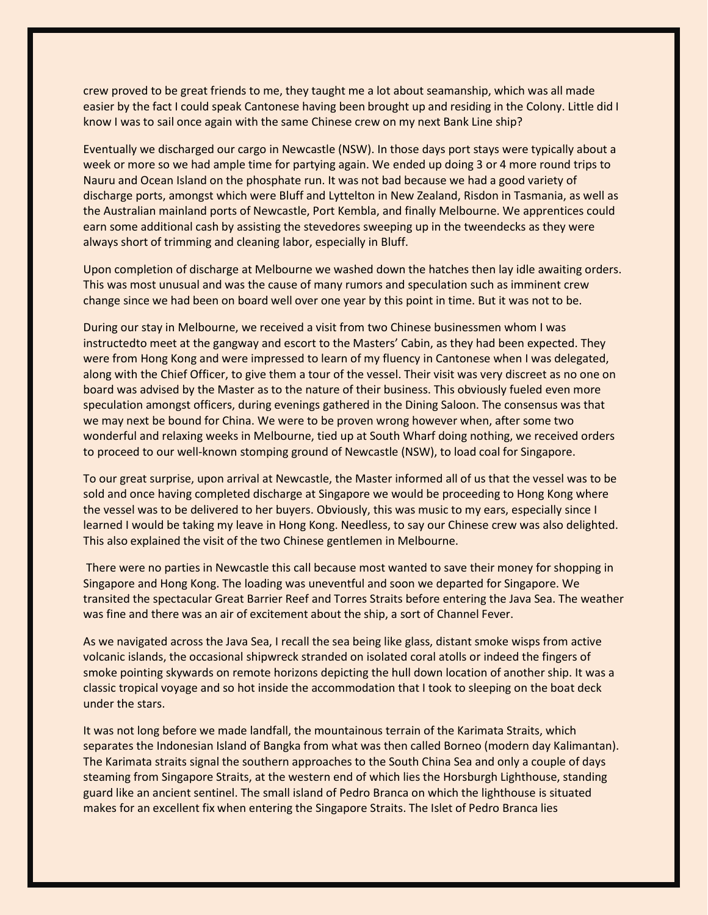crew proved to be great friends to me, they taught me a lot about seamanship, which was all made easier by the fact I could speak Cantonese having been brought up and residing in the Colony. Little did I know I was to sail once again with the same Chinese crew on my next Bank Line ship?

Eventually we discharged our cargo in Newcastle (NSW). In those days port stays were typically about a week or more so we had ample time for partying again. We ended up doing 3 or 4 more round trips to Nauru and Ocean Island on the phosphate run. It was not bad because we had a good variety of discharge ports, amongst which were Bluff and Lyttelton in New Zealand, Risdon in Tasmania, as well as the Australian mainland ports of Newcastle, Port Kembla, and finally Melbourne. We apprentices could earn some additional cash by assisting the stevedores sweeping up in the tweendecks as they were always short of trimming and cleaning labor, especially in Bluff.

Upon completion of discharge at Melbourne we washed down the hatches then lay idle awaiting orders. This was most unusual and was the cause of many rumors and speculation such as imminent crew change since we had been on board well over one year by this point in time. But it was not to be.

During our stay in Melbourne, we received a visit from two Chinese businessmen whom I was instructedto meet at the gangway and escort to the Masters' Cabin, as they had been expected. They were from Hong Kong and were impressed to learn of my fluency in Cantonese when I was delegated, along with the Chief Officer, to give them a tour of the vessel. Their visit was very discreet as no one on board was advised by the Master as to the nature of their business. This obviously fueled even more speculation amongst officers, during evenings gathered in the Dining Saloon. The consensus was that we may next be bound for China. We were to be proven wrong however when, after some two wonderful and relaxing weeks in Melbourne, tied up at South Wharf doing nothing, we received orders to proceed to our well-known stomping ground of Newcastle (NSW), to load coal for Singapore.

To our great surprise, upon arrival at Newcastle, the Master informed all of us that the vessel was to be sold and once having completed discharge at Singapore we would be proceeding to Hong Kong where the vessel was to be delivered to her buyers. Obviously, this was music to my ears, especially since I learned I would be taking my leave in Hong Kong. Needless, to say our Chinese crew was also delighted. This also explained the visit of the two Chinese gentlemen in Melbourne.

There were no parties in Newcastle this call because most wanted to save their money for shopping in Singapore and Hong Kong. The loading was uneventful and soon we departed for Singapore. We transited the spectacular Great Barrier Reef and Torres Straits before entering the Java Sea. The weather was fine and there was an air of excitement about the ship, a sort of Channel Fever.

As we navigated across the Java Sea, I recall the sea being like glass, distant smoke wisps from active volcanic islands, the occasional shipwreck stranded on isolated coral atolls or indeed the fingers of smoke pointing skywards on remote horizons depicting the hull down location of another ship. It was a classic tropical voyage and so hot inside the accommodation that I took to sleeping on the boat deck under the stars.

It was not long before we made landfall, the mountainous terrain of the Karimata Straits, which separates the Indonesian Island of Bangka from what was then called Borneo (modern day Kalimantan). The Karimata straits signal the southern approaches to the South China Sea and only a couple of days steaming from Singapore Straits, at the western end of which lies the Horsburgh Lighthouse, standing guard like an ancient sentinel. The small island of Pedro Branca on which the lighthouse is situated makes for an excellent fix when entering the Singapore Straits. The Islet of Pedro Branca lies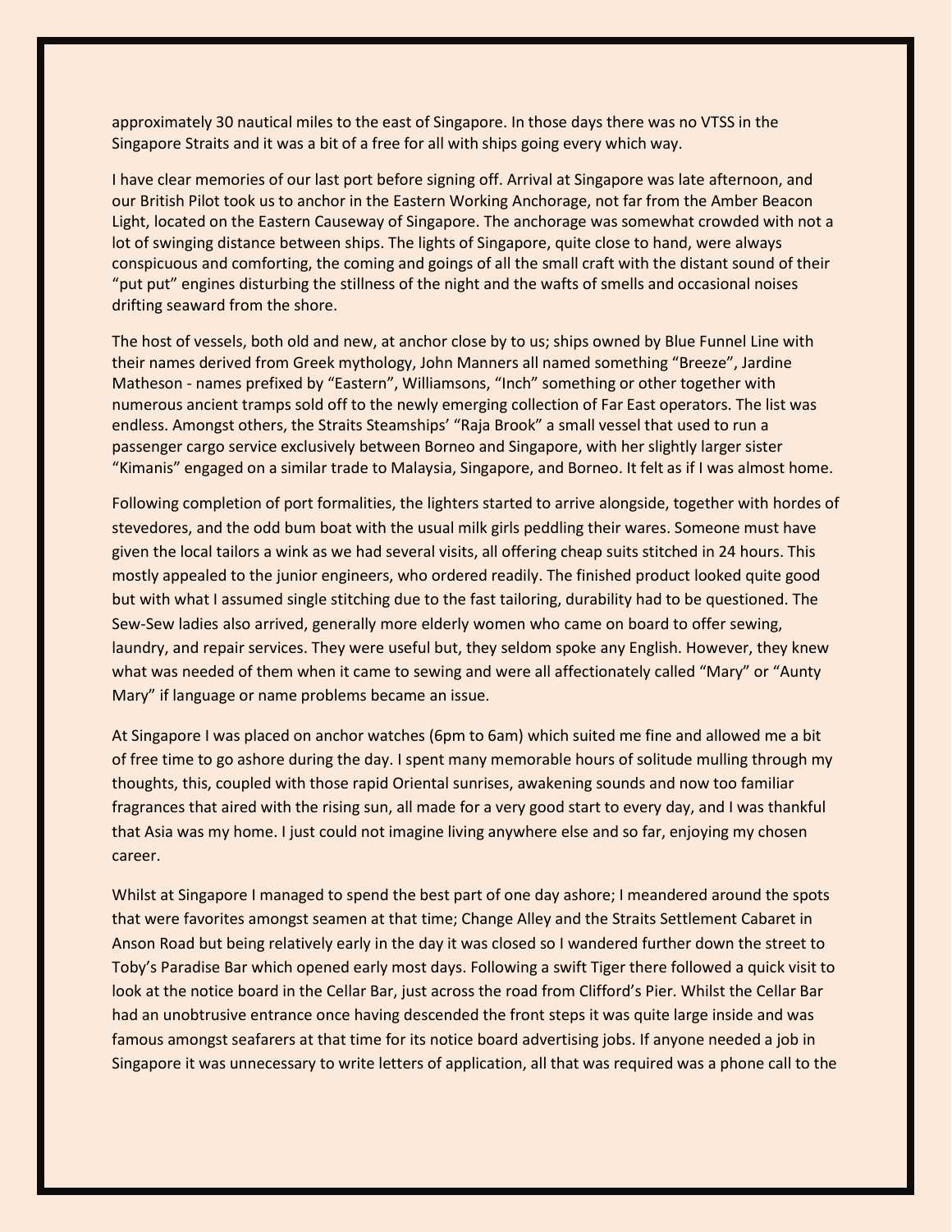approximately 30 nautical miles to the east of Singapore. In those days there was no VTSS in the Singapore Straits and it was a bit of a free for all with ships going every which way.

I have clear memories of our last port before signing off. Arrival at Singapore was late afternoon, and our British Pilot took us to anchor in the Eastern Working Anchorage, not far from the Amber Beacon Light, located on the Eastern Causeway of Singapore. The anchorage was somewhat crowded with not a lot of swinging distance between ships. The lights of Singapore, quite close to hand, were always conspicuous and comforting, the coming and goings of all the small craft with the distant sound of their "put put" engines disturbing the stillness of the night and the wafts of smells and occasional noises drifting seaward from the shore.

The host of vessels, both old and new, at anchor close by to us; ships owned by Blue Funnel Line with their names derived from Greek mythology, John Manners all named something "Breeze", Jardine Matheson - names prefixed by "Eastern", Williamsons, "Inch" something or other together with numerous ancient tramps sold off to the newly emerging collection of Far East operators. The list was endless. Amongst others, the Straits Steamships' "Raja Brook" a small vessel that used to run a passenger cargo service exclusively between Borneo and Singapore, with her slightly larger sister "Kimanis" engaged on a similar trade to Malaysia, Singapore, and Borneo. It felt as if I was almost home.

Following completion of port formalities, the lighters started to arrive alongside, together with hordes of stevedores, and the odd bum boat with the usual milk girls peddling their wares. Someone must have given the local tailors a wink as we had several visits, all offering cheap suits stitched in 24 hours. This mostly appealed to the junior engineers, who ordered readily. The finished product looked quite good but with what I assumed single stitching due to the fast tailoring, durability had to be questioned. The Sew-Sew ladies also arrived, generally more elderly women who came on board to offer sewing, laundry, and repair services. They were useful but, they seldom spoke any English. However, they knew what was needed of them when it came to sewing and were all affectionately called "Mary" or "Aunty Mary" if language or name problems became an issue.

At Singapore I was placed on anchor watches (6pm to 6am) which suited me fine and allowed me a bit of free time to go ashore during the day. I spent many memorable hours of solitude mulling through my thoughts, this, coupled with those rapid Oriental sunrises, awakening sounds and now too familiar fragrances that aired with the rising sun, all made for a very good start to every day, and I was thankful that Asia was my home. I just could not imagine living anywhere else and so far, enjoying my chosen career.

Whilst at Singapore I managed to spend the best part of one day ashore; I meandered around the spots that were favorites amongst seamen at that time; Change Alley and the Straits Settlement Cabaret in Anson Road but being relatively early in the day it was closed so I wandered further down the street to Toby's Paradise Bar which opened early most days. Following a swift Tiger there followed a quick visit to look at the notice board in the Cellar Bar, just across the road from Clifford's Pier. Whilst the Cellar Bar had an unobtrusive entrance once having descended the front steps it was quite large inside and was famous amongst seafarers at that time for its notice board advertising jobs. If anyone needed a job in Singapore it was unnecessary to write letters of application, all that was required was a phone call to the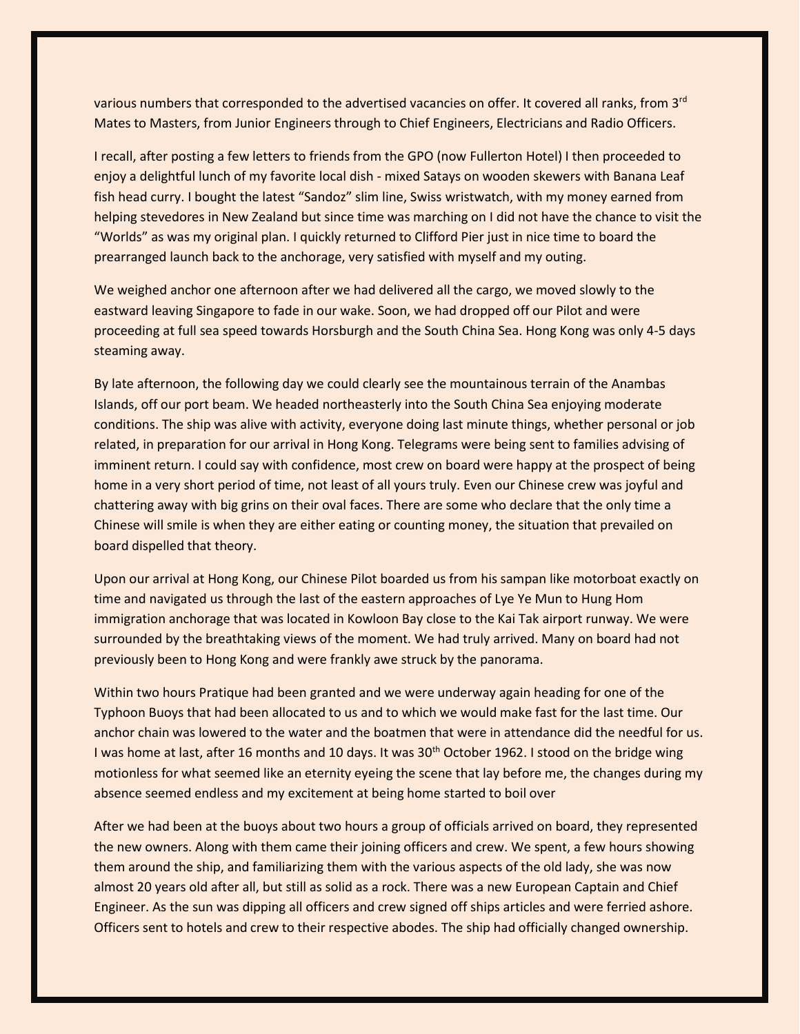various numbers that corresponded to the advertised vacancies on offer. It covered all ranks, from 3rd Mates to Masters, from Junior Engineers through to Chief Engineers, Electricians and Radio Officers.

I recall, after posting a few letters to friends from the GPO (now Fullerton Hotel) I then proceeded to enjoy a delightful lunch of my favorite local dish - mixed Satays on wooden skewers with Banana Leaf fish head curry. I bought the latest "Sandoz" slim line, Swiss wristwatch, with my money earned from helping stevedores in New Zealand but since time was marching on I did not have the chance to visit the "Worlds" as was my original plan. I quickly returned to Clifford Pier just in nice time to board the prearranged launch back to the anchorage, very satisfied with myself and my outing.

We weighed anchor one afternoon after we had delivered all the cargo, we moved slowly to the eastward leaving Singapore to fade in our wake. Soon, we had dropped off our Pilot and were proceeding at full sea speed towards Horsburgh and the South China Sea. Hong Kong was only 4-5 days steaming away.

By late afternoon, the following day we could clearly see the mountainous terrain of the Anambas Islands, off our port beam. We headed northeasterly into the South China Sea enjoying moderate conditions. The ship was alive with activity, everyone doing last minute things, whether personal or job related, in preparation for our arrival in Hong Kong. Telegrams were being sent to families advising of imminent return. I could say with confidence, most crew on board were happy at the prospect of being home in a very short period of time, not least of all yours truly. Even our Chinese crew was joyful and chattering away with big grins on their oval faces. There are some who declare that the only time a Chinese will smile is when they are either eating or counting money, the situation that prevailed on board dispelled that theory.

Upon our arrival at Hong Kong, our Chinese Pilot boarded us from his sampan like motorboat exactly on time and navigated us through the last of the eastern approaches of Lye Ye Mun to Hung Hom immigration anchorage that was located in Kowloon Bay close to the Kai Tak airport runway. We were surrounded by the breathtaking views of the moment. We had truly arrived. Many on board had not previously been to Hong Kong and were frankly awe struck by the panorama.

Within two hours Pratique had been granted and we were underway again heading for one of the Typhoon Buoys that had been allocated to us and to which we would make fast for the last time. Our anchor chain was lowered to the water and the boatmen that were in attendance did the needful for us. I was home at last, after 16 months and 10 days. It was 30th October 1962. I stood on the bridge wing motionless for what seemed like an eternity eyeing the scene that lay before me, the changes during my absence seemed endless and my excitement at being home started to boil over

After we had been at the buoys about two hours a group of officials arrived on board, they represented the new owners. Along with them came their joining officers and crew. We spent, a few hours showing them around the ship, and familiarizing them with the various aspects of the old lady, she was now almost 20 years old after all, but still as solid as a rock. There was a new European Captain and Chief Engineer. As the sun was dipping all officers and crew signed off ships articles and were ferried ashore. Officers sent to hotels and crew to their respective abodes. The ship had officially changed ownership.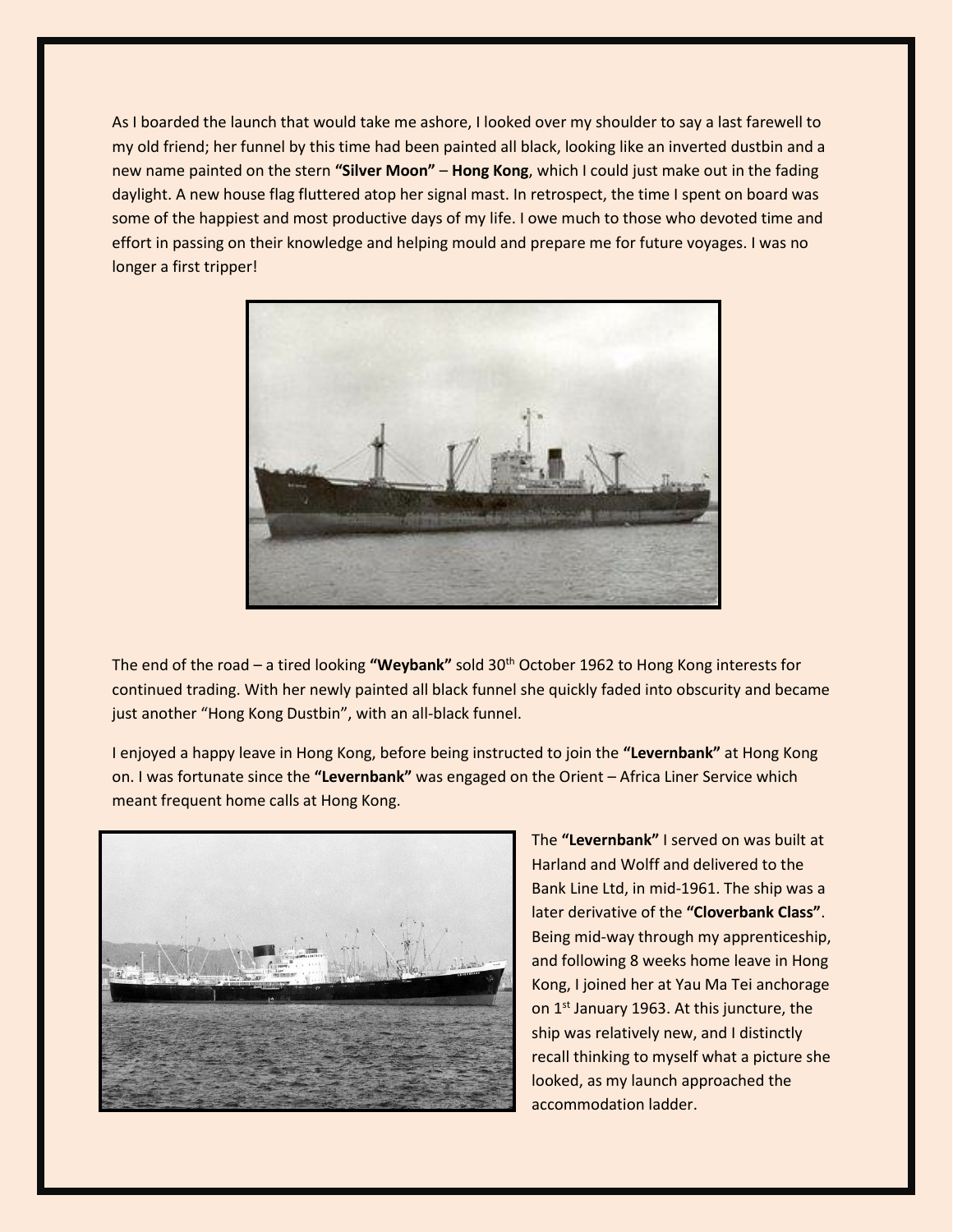As I boarded the launch that would take me ashore, I looked over my shoulder to say a last farewell to my old friend; her funnel by this time had been painted all black, looking like an inverted dustbin and a new name painted on the stern **"Silver Moon"** – **Hong Kong**, which I could just make out in the fading daylight. A new house flag fluttered atop her signal mast. In retrospect, the time I spent on board was some of the happiest and most productive days of my life. I owe much to those who devoted time and effort in passing on their knowledge and helping mould and prepare me for future voyages. I was no longer a first tripper!

The end of the road – a tired looking **"Weybank"** sold 30th October 1962 to Hong Kong interests for continued trading. With her newly painted all black funnel she quickly faded into obscurity and became just another "Hong Kong Dustbin", with an all-black funnel.

I enjoyed a happy leave in Hong Kong, before being instructed to join the **"Levernbank"** at Hong Kong on. I was fortunate since the **"Levernbank"** was engaged on the Orient – Africa Liner Service which meant frequent home calls at Hong Kong.

The **"Levernbank"** I served on was built at Harland and Wolff and delivered to the Bank Line Ltd, in mid-1961. The ship was a later derivative of the **"Cloverbank Class"**. Being mid-way through my apprenticeship, and following 8 weeks home leave in Hong Kong, I joined her at Yau Ma Tei anchorage on 1st January 1963. At this juncture, the ship was relatively new, and I distinctly recall thinking to myself what a picture she looked, as my launch approached the accommodation ladder.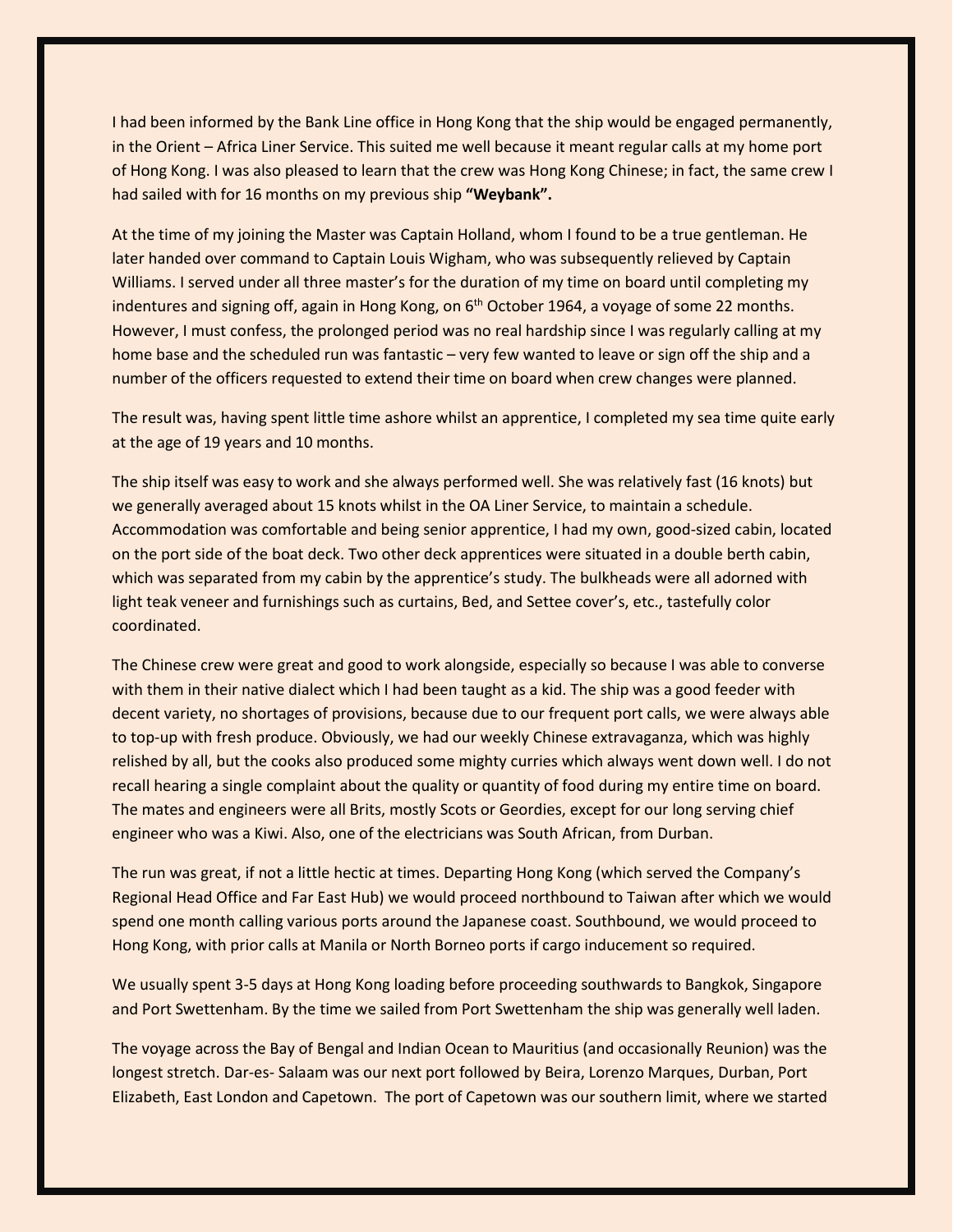I had been informed by the Bank Line office in Hong Kong that the ship would be engaged permanently, in the Orient – Africa Liner Service. This suited me well because it meant regular calls at my home port of Hong Kong. I was also pleased to learn that the crew was Hong Kong Chinese; in fact, the same crew I had sailed with for 16 months on my previous ship **"Weybank".**

At the time of my joining the Master was Captain Holland, whom I found to be a true gentleman. He later handed over command to Captain Louis Wigham, who was subsequently relieved by Captain Williams. I served under all three master's for the duration of my time on board until completing my indentures and signing off, again in Hong Kong, on 6th October 1964, a voyage of some 22 months. However, I must confess, the prolonged period was no real hardship since I was regularly calling at my home base and the scheduled run was fantastic – very few wanted to leave or sign off the ship and a number of the officers requested to extend their time on board when crew changes were planned.

The result was, having spent little time ashore whilst an apprentice, I completed my sea time quite early at the age of 19 years and 10 months.

The ship itself was easy to work and she always performed well. She was relatively fast (16 knots) but we generally averaged about 15 knots whilst in the OA Liner Service, to maintain a schedule. Accommodation was comfortable and being senior apprentice, I had my own, good-sized cabin, located on the port side of the boat deck. Two other deck apprentices were situated in a double berth cabin, which was separated from my cabin by the apprentice's study. The bulkheads were all adorned with light teak veneer and furnishings such as curtains, Bed, and Settee cover's, etc., tastefully color coordinated.

The Chinese crew were great and good to work alongside, especially so because I was able to converse with them in their native dialect which I had been taught as a kid. The ship was a good feeder with decent variety, no shortages of provisions, because due to our frequent port calls, we were always able to top-up with fresh produce. Obviously, we had our weekly Chinese extravaganza, which was highly relished by all, but the cooks also produced some mighty curries which always went down well. I do not recall hearing a single complaint about the quality or quantity of food during my entire time on board. The mates and engineers were all Brits, mostly Scots or Geordies, except for our long serving chief engineer who was a Kiwi. Also, one of the electricians was South African, from Durban.

The run was great, if not a little hectic at times. Departing Hong Kong (which served the Company's Regional Head Office and Far East Hub) we would proceed northbound to Taiwan after which we would spend one month calling various ports around the Japanese coast. Southbound, we would proceed to Hong Kong, with prior calls at Manila or North Borneo ports if cargo inducement so required.

We usually spent 3-5 days at Hong Kong loading before proceeding southwards to Bangkok, Singapore and Port Swettenham. By the time we sailed from Port Swettenham the ship was generally well laden.

The voyage across the Bay of Bengal and Indian Ocean to Mauritius (and occasionally Reunion) was the longest stretch. Dar-es- Salaam was our next port followed by Beira, Lorenzo Marques, Durban, Port Elizabeth, East London and Capetown. The port of Capetown was our southern limit, where we started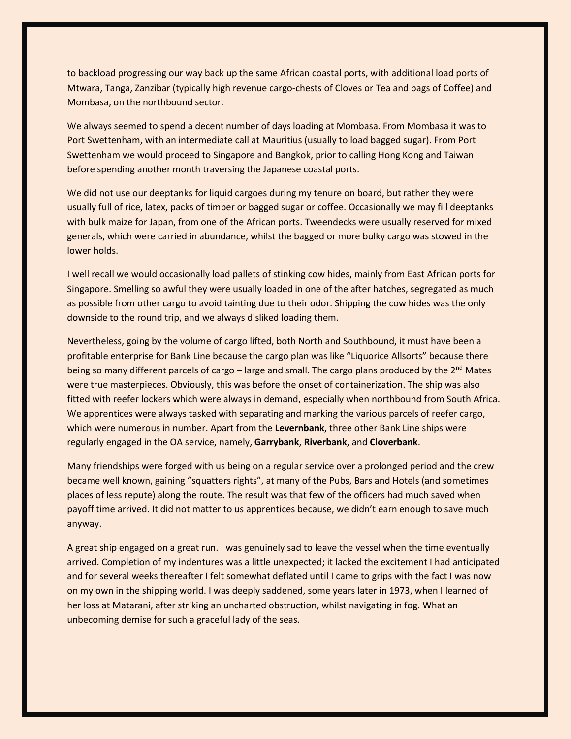to backload progressing our way back up the same African coastal ports, with additional load ports of Mtwara, Tanga, Zanzibar (typically high revenue cargo-chests of Cloves or Tea and bags of Coffee) and Mombasa, on the northbound sector.

We always seemed to spend a decent number of days loading at Mombasa. From Mombasa it was to Port Swettenham, with an intermediate call at Mauritius (usually to load bagged sugar). From Port Swettenham we would proceed to Singapore and Bangkok, prior to calling Hong Kong and Taiwan before spending another month traversing the Japanese coastal ports.

We did not use our deeptanks for liquid cargoes during my tenure on board, but rather they were usually full of rice, latex, packs of timber or bagged sugar or coffee. Occasionally we may fill deeptanks with bulk maize for Japan, from one of the African ports. Tweendecks were usually reserved for mixed generals, which were carried in abundance, whilst the bagged or more bulky cargo was stowed in the lower holds.

I well recall we would occasionally load pallets of stinking cow hides, mainly from East African ports for Singapore. Smelling so awful they were usually loaded in one of the after hatches, segregated as much as possible from other cargo to avoid tainting due to their odor. Shipping the cow hides was the only downside to the round trip, and we always disliked loading them.

Nevertheless, going by the volume of cargo lifted, both North and Southbound, it must have been a profitable enterprise for Bank Line because the cargo plan was like "Liquorice Allsorts" because there being so many different parcels of cargo – large and small. The cargo plans produced by the 2nd Mates were true masterpieces. Obviously, this was before the onset of containerization. The ship was also fitted with reefer lockers which were always in demand, especially when northbound from South Africa. We apprentices were always tasked with separating and marking the various parcels of reefer cargo, which were numerous in number. Apart from the **Levernbank**, three other Bank Line ships were regularly engaged in the OA service, namely, **Garrybank**, **Riverbank**, and **Cloverbank**.

Many friendships were forged with us being on a regular service over a prolonged period and the crew became well known, gaining "squatters rights", at many of the Pubs, Bars and Hotels (and sometimes places of less repute) along the route. The result was that few of the officers had much saved when payoff time arrived. It did not matter to us apprentices because, we didn't earn enough to save much anyway.

A great ship engaged on a great run. I was genuinely sad to leave the vessel when the time eventually arrived. Completion of my indentures was a little unexpected; it lacked the excitement I had anticipated and for several weeks thereafter I felt somewhat deflated until I came to grips with the fact I was now on my own in the shipping world. I was deeply saddened, some years later in 1973, when I learned of her loss at Matarani, after striking an uncharted obstruction, whilst navigating in fog. What an unbecoming demise for such a graceful lady of the seas.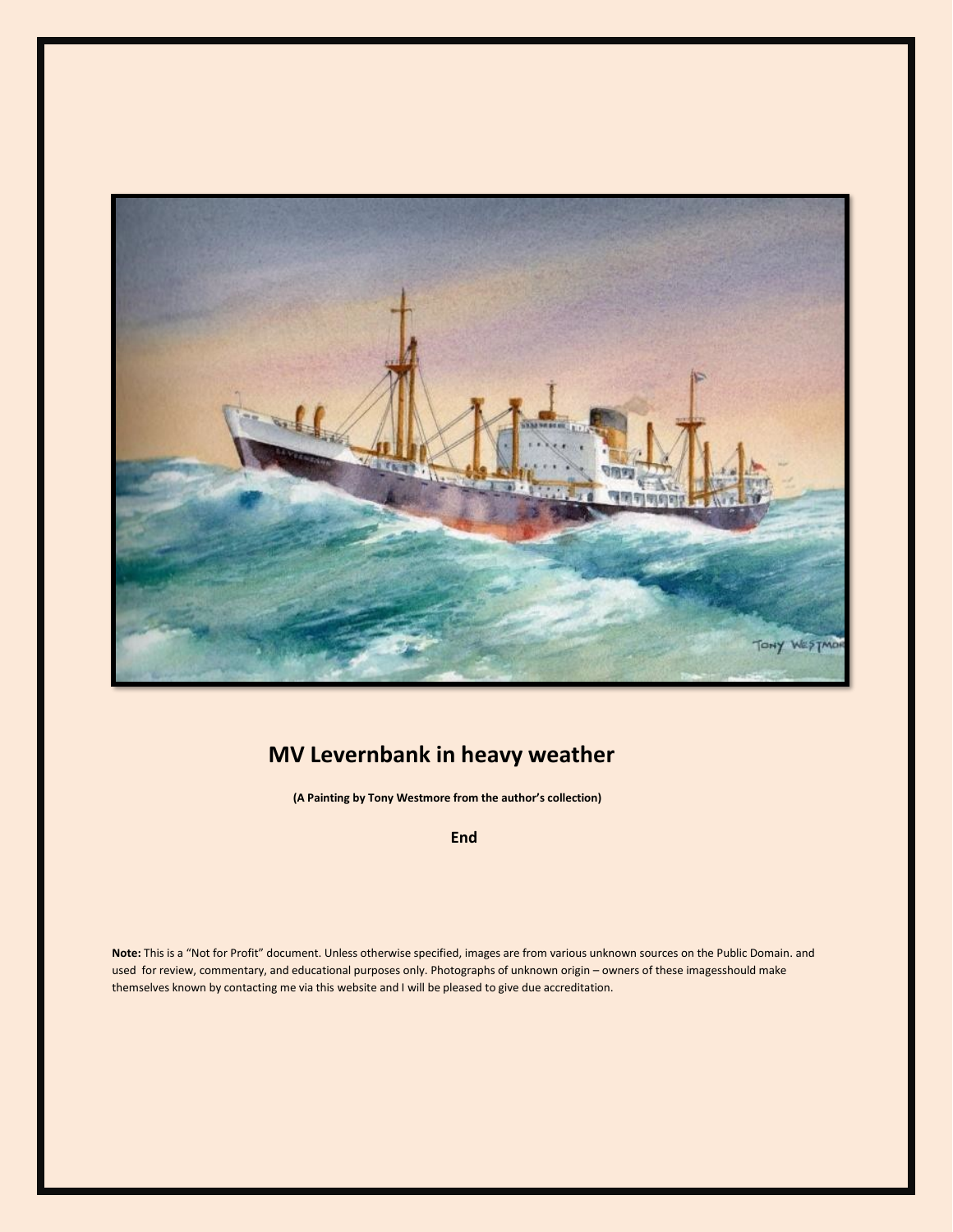**MV Levernbank in heavy weather**

**(A Painting by Tony Westmore from the author's collection)**

**End**

**Note:** This is a "Not for Profit" document. Unless otherwise specified, images are from various unknown sources on the Public Domain. and used for review, commentary, and educational purposes only. Photographs of unknown origin – owners of these imagesshould make themselves known by contacting me via this website and I will be pleased to give due accreditation.